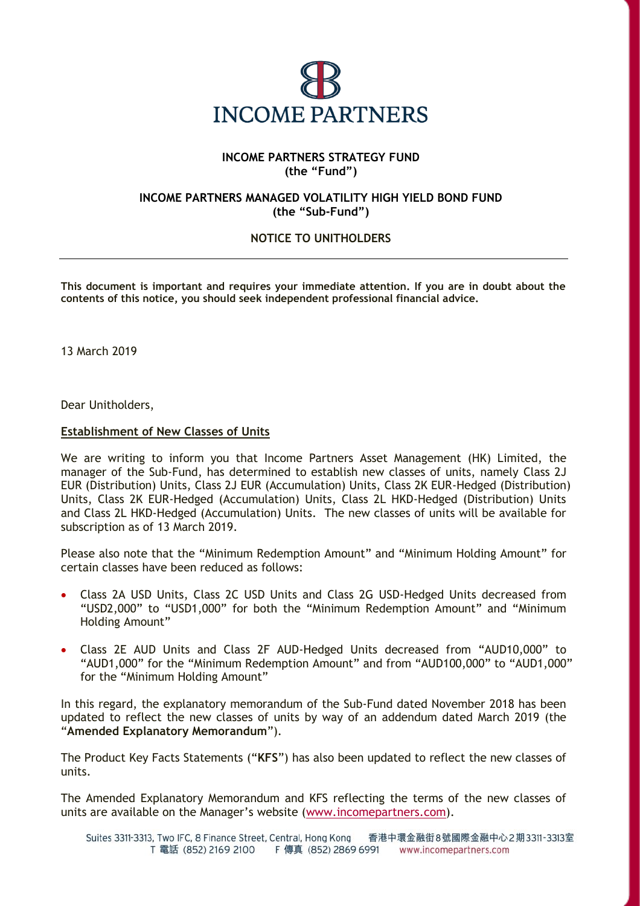INCOME PARTNERS

**INCOME PARTNERS STRATEGY FUND**
**(the "Fund")**

**INCOME PARTNERS MANAGED VOLATILITY HIGH YIELD BOND FUND**
**(the "Sub-Fund")**

**NOTICE TO UNITHOLDERS**

---

**This document is important and requires your immediate attention. If you are in doubt about the contents of this notice, you should seek independent professional financial advice.**

13 March 2019

Dear Unitholders,

**Establishment of New Classes of Units**

We are writing to inform you that Income Partners Asset Management (HK) Limited, the manager of the Sub-Fund, has determined to establish new classes of units, namely Class 2J EUR (Distribution) Units, Class 2J EUR (Accumulation) Units, Class 2K EUR-Hedged (Distribution) Units, Class 2K EUR-Hedged (Accumulation) Units, Class 2L HKD-Hedged (Distribution) Units and Class 2L HKD-Hedged (Accumulation) Units. The new classes of units will be available for subscription as of 13 March 2019.

Please also note that the "Minimum Redemption Amount" and "Minimum Holding Amount" for certain classes have been reduced as follows:

- Class 2A USD Units, Class 2C USD Units and Class 2G USD-Hedged Units decreased from "USD2,000" to "USD1,000" for both the "Minimum Redemption Amount" and "Minimum Holding Amount"
- Class 2E AUD Units and Class 2F AUD-Hedged Units decreased from "AUD10,000" to "AUD1,000" for the "Minimum Redemption Amount" and from "AUD100,000" to "AUD1,000" for the "Minimum Holding Amount"

In this regard, the explanatory memorandum of the Sub-Fund dated November 2018 has been updated to reflect the new classes of units by way of an addendum dated March 2019 (the "**Amended Explanatory Memorandum**").

The Product Key Facts Statements ("**KFS**") has also been updated to reflect the new classes of units.

The Amended Explanatory Memorandum and KFS reflecting the terms of the new classes of units are available on the Manager's website (www.incomepartners.com).

Suites 3311-3313, Two IFC, 8 Finance Street, Central, Hong Kong 香港中環金融街8號國際金融中心2期3311-3313室
T 電話 (852) 2169 2100 F 傳真 (852) 2869 6991 www.incomepartners.com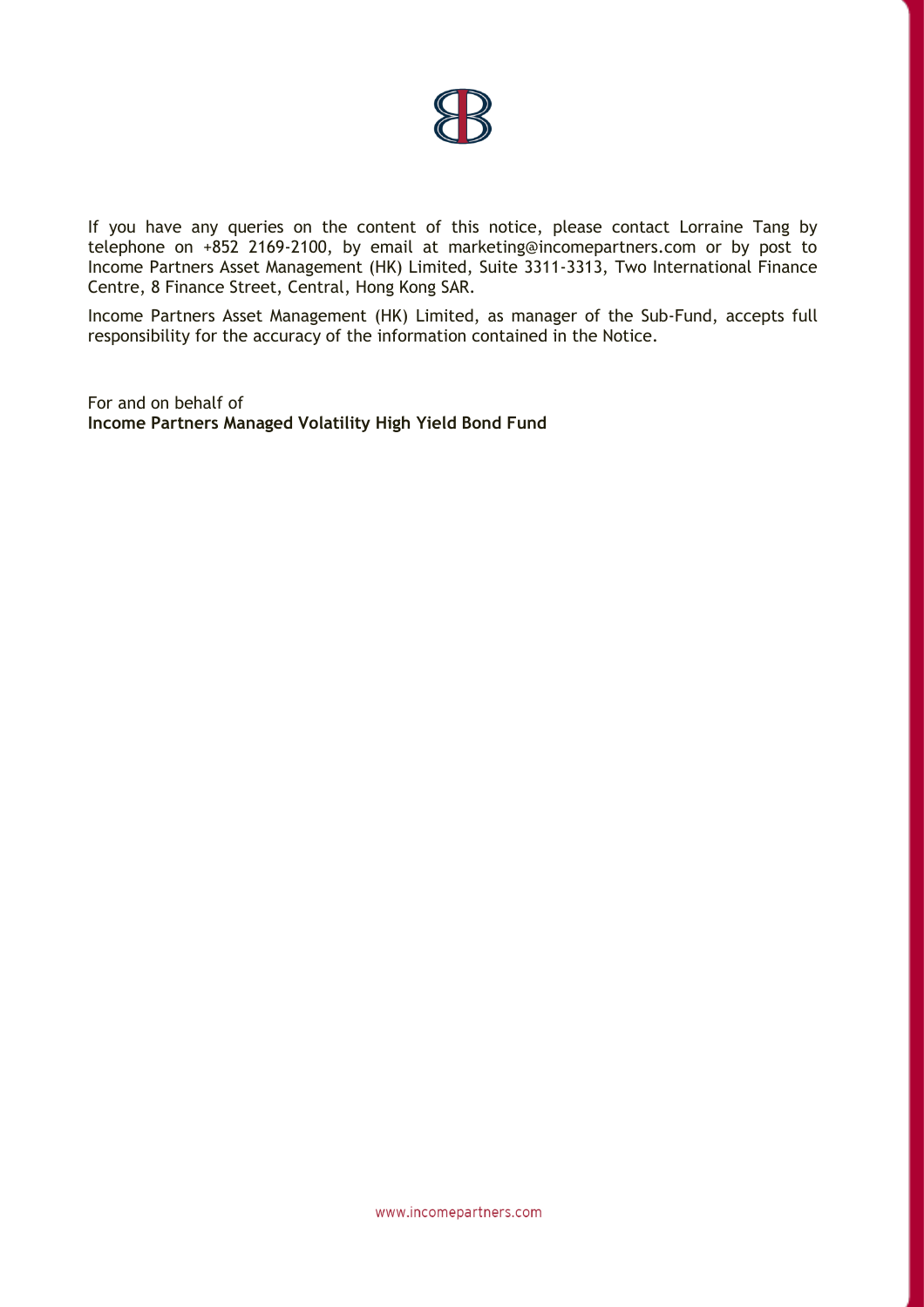If you have any queries on the content of this notice, please contact Lorraine Tang by telephone on +852 2169-2100, by email at marketing@incomepartners.com or by post to Income Partners Asset Management (HK) Limited, Suite 3311-3313, Two International Finance Centre, 8 Finance Street, Central, Hong Kong SAR.

Income Partners Asset Management (HK) Limited, as manager of the Sub-Fund, accepts full responsibility for the accuracy of the information contained in the Notice.

For and on behalf of
**Income Partners Managed Volatility High Yield Bond Fund**